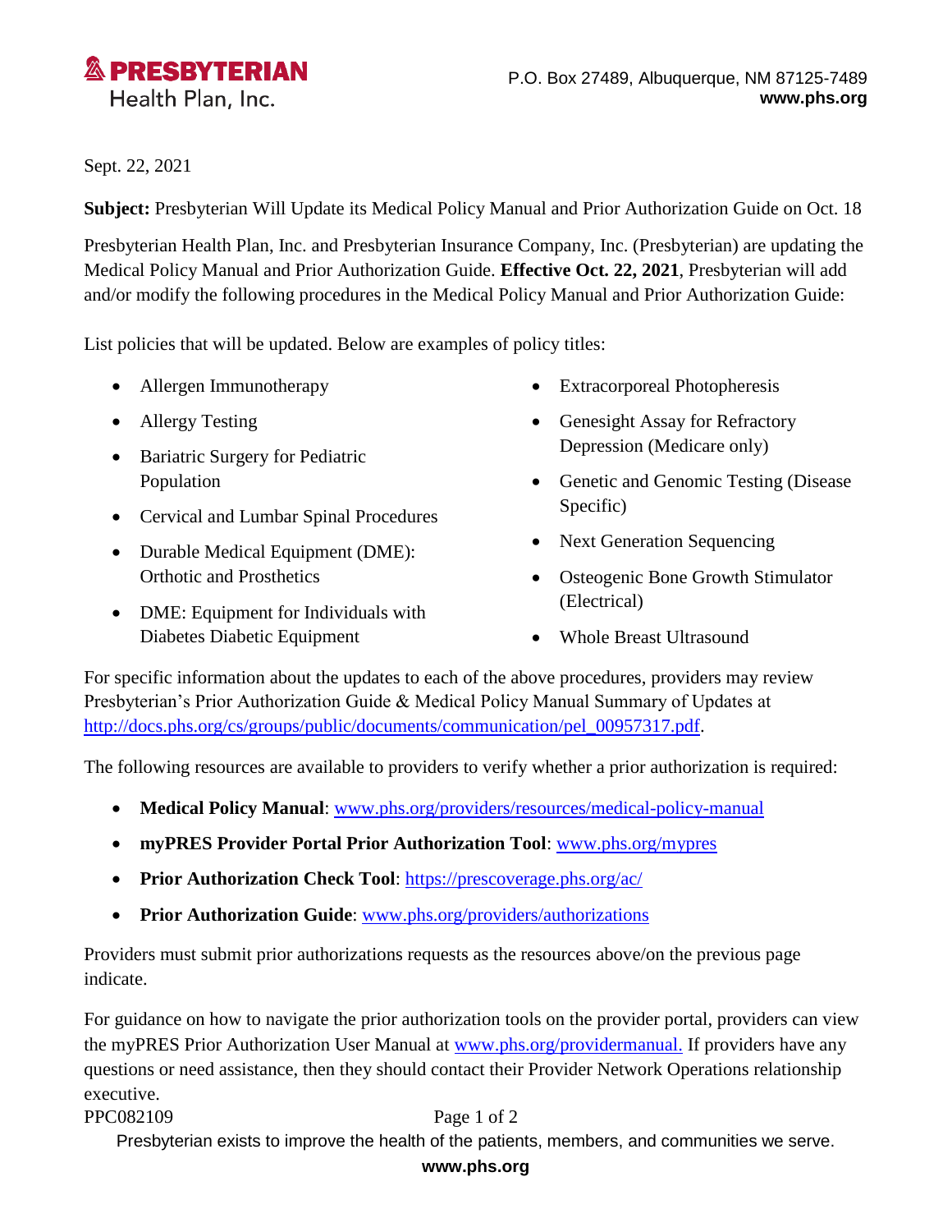**PRESBYTERIAN**
Health Plan, Inc.

P.O. Box 27489, Albuquerque, NM 87125-7489
**www.phs.org**

Sept. 22, 2021

**Subject:** Presbyterian Will Update its Medical Policy Manual and Prior Authorization Guide on Oct. 18

Presbyterian Health Plan, Inc. and Presbyterian Insurance Company, Inc. (Presbyterian) are updating the Medical Policy Manual and Prior Authorization Guide. **Effective Oct. 22, 2021**, Presbyterian will add and/or modify the following procedures in the Medical Policy Manual and Prior Authorization Guide:

List policies that will be updated. Below are examples of policy titles:

- Allergen Immunotherapy
- Allergy Testing
- Bariatric Surgery for Pediatric Population
- Cervical and Lumbar Spinal Procedures
- Durable Medical Equipment (DME): Orthotic and Prosthetics
- DME: Equipment for Individuals with Diabetes Diabetic Equipment
- Extracorporeal Photopheresis
- Genesight Assay for Refractory Depression (Medicare only)
- Genetic and Genomic Testing (Disease Specific)
- Next Generation Sequencing
- Osteogenic Bone Growth Stimulator (Electrical)
- Whole Breast Ultrasound

For specific information about the updates to each of the above procedures, providers may review Presbyterian's Prior Authorization Guide & Medical Policy Manual Summary of Updates at [http://docs.phs.org/cs/groups/public/documents/communication/pel_00957317.pdf](http://docs.phs.org/cs/groups/public/documents/communication/pel_00957317.pdf).

The following resources are available to providers to verify whether a prior authorization is required:

- **Medical Policy Manual**: [www.phs.org/providers/resources/medical-policy-manual](http://www.phs.org/providers/resources/medical-policy-manual)
- **myPRES Provider Portal Prior Authorization Tool**: [www.phs.org/mypres](http://www.phs.org/mypres)
- **Prior Authorization Check Tool**: [https://prescoverage.phs.org/ac/](https://prescoverage.phs.org/ac/)
- **Prior Authorization Guide**: [www.phs.org/providers/authorizations](http://www.phs.org/providers/authorizations)

Providers must submit prior authorizations requests as the resources above/on the previous page indicate.

For guidance on how to navigate the prior authorization tools on the provider portal, providers can view the myPRES Prior Authorization User Manual at [www.phs.org/providermanual.](http://www.phs.org/providermanual) If providers have any questions or need assistance, then they should contact their Provider Network Operations relationship executive.

PPC082109

Presbyterian exists to improve the health of the patients, members, and communities we serve.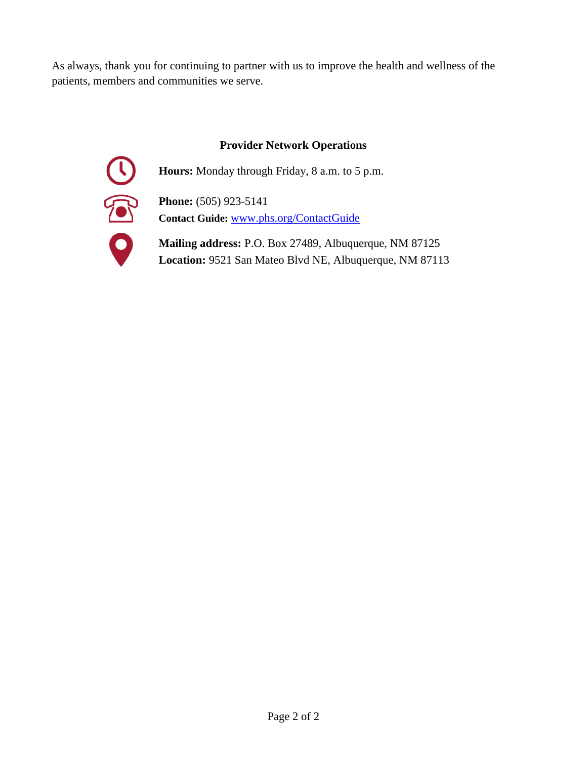As always, thank you for continuing to partner with us to improve the health and wellness of the patients, members and communities we serve.

**Provider Network Operations**

**Hours:** Monday through Friday, 8 a.m. to 5 p.m.

**Phone:** (505) 923-5141
**Contact Guide:** [www.phs.org/ContactGuide](http://www.phs.org/ContactGuide)

**Mailing address:** P.O. Box 27489, Albuquerque, NM 87125
**Location:** 9521 San Mateo Blvd NE, Albuquerque, NM 87113